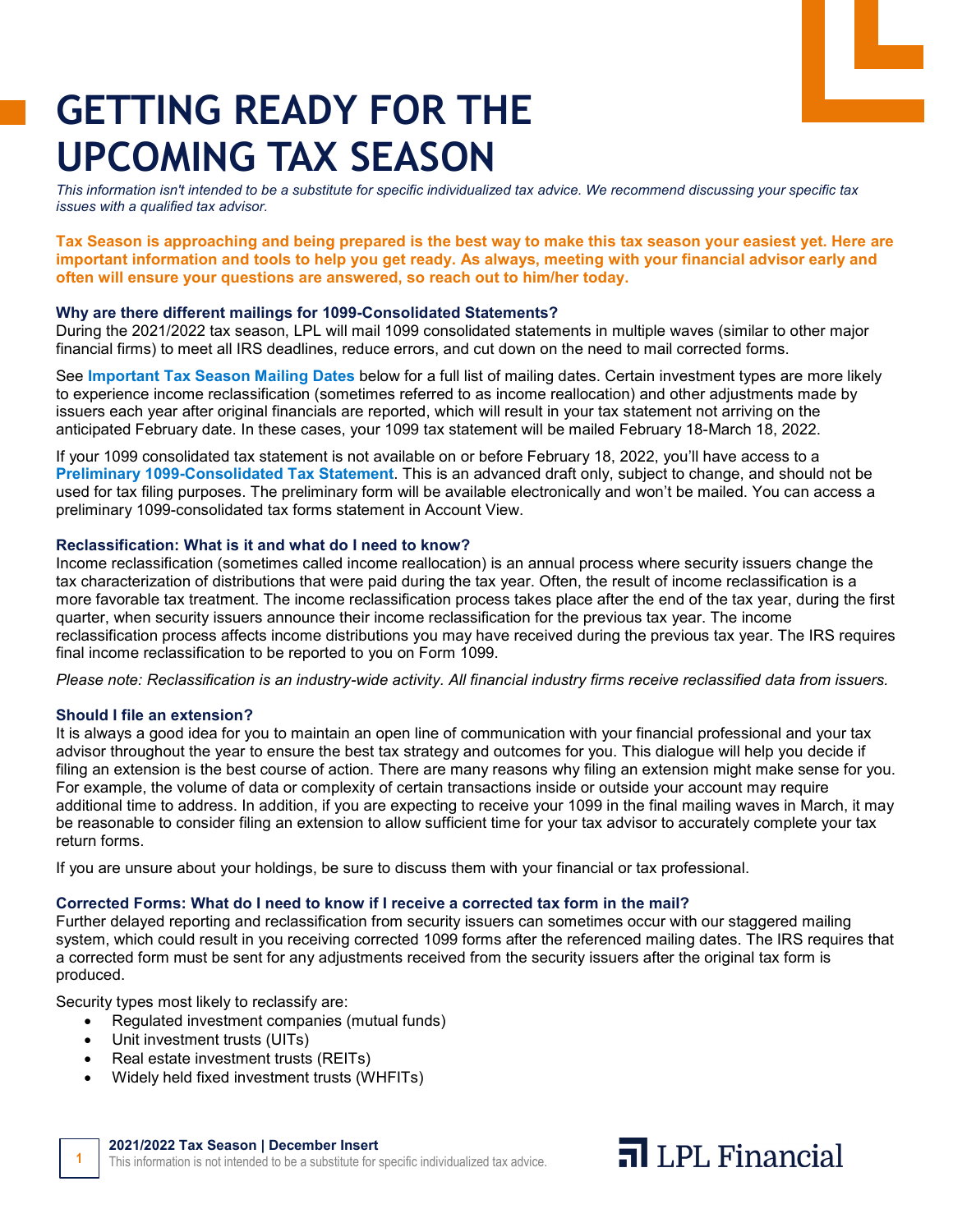# GETTING READY FOR THE UPCOMING TAX SEASON

*This information isn't intended to be a substitute for specific individualized tax advice. We recommend discussing your specific tax issues with a qualified tax advisor.*

**Tax Season is approaching and being prepared is the best way to make this tax season your easiest yet. Here are important information and tools to help you get ready. As always, meeting with your financial advisor early and often will ensure your questions are answered, so reach out to him/her today.**

### Why are there different mailings for 1099-Consolidated Statements?

During the 2021/2022 tax season, LPL will mail 1099 consolidated statements in multiple waves (similar to other major financial firms) to meet all IRS deadlines, reduce errors, and cut down on the need to mail corrected forms.

See **Important Tax Season Mailing Dates** below for a full list of mailing dates. Certain investment types are more likely to experience income reclassification (sometimes referred to as income reallocation) and other adjustments made by issuers each year after original financials are reported, which will result in your tax statement not arriving on the anticipated February date. In these cases, your 1099 tax statement will be mailed February 18-March 18, 2022.

If your 1099 consolidated tax statement is not available on or before February 18, 2022, you'll have access to a **Preliminary 1099-Consolidated Tax Statement**. This is an advanced draft only, subject to change, and should not be used for tax filing purposes. The preliminary form will be available electronically and won't be mailed. You can access a preliminary 1099-consolidated tax forms statement in Account View.

### Reclassification: What is it and what do I need to know?

Income reclassification (sometimes called income reallocation) is an annual process where security issuers change the tax characterization of distributions that were paid during the tax year. Often, the result of income reclassification is a more favorable tax treatment. The income reclassification process takes place after the end of the tax year, during the first quarter, when security issuers announce their income reclassification for the previous tax year. The income reclassification process affects income distributions you may have received during the previous tax year. The IRS requires final income reclassification to be reported to you on Form 1099.

*Please note: Reclassification is an industry-wide activity. All financial industry firms receive reclassified data from issuers.*

### Should I file an extension?

It is always a good idea for you to maintain an open line of communication with your financial professional and your tax advisor throughout the year to ensure the best tax strategy and outcomes for you. This dialogue will help you decide if filing an extension is the best course of action. There are many reasons why filing an extension might make sense for you. For example, the volume of data or complexity of certain transactions inside or outside your account may require additional time to address. In addition, if you are expecting to receive your 1099 in the final mailing waves in March, it may be reasonable to consider filing an extension to allow sufficient time for your tax advisor to accurately complete your tax return forms.

If you are unsure about your holdings, be sure to discuss them with your financial or tax professional.

### Corrected Forms: What do I need to know if I receive a corrected tax form in the mail?

Further delayed reporting and reclassification from security issuers can sometimes occur with our staggered mailing system, which could result in you receiving corrected 1099 forms after the referenced mailing dates. The IRS requires that a corrected form must be sent for any adjustments received from the security issuers after the original tax form is produced.

Security types most likely to reclassify are:

- Regulated investment companies (mutual funds)
- Unit investment trusts (UITs)
- Real estate investment trusts (REITs)
- Widely held fixed investment trusts (WHFITs)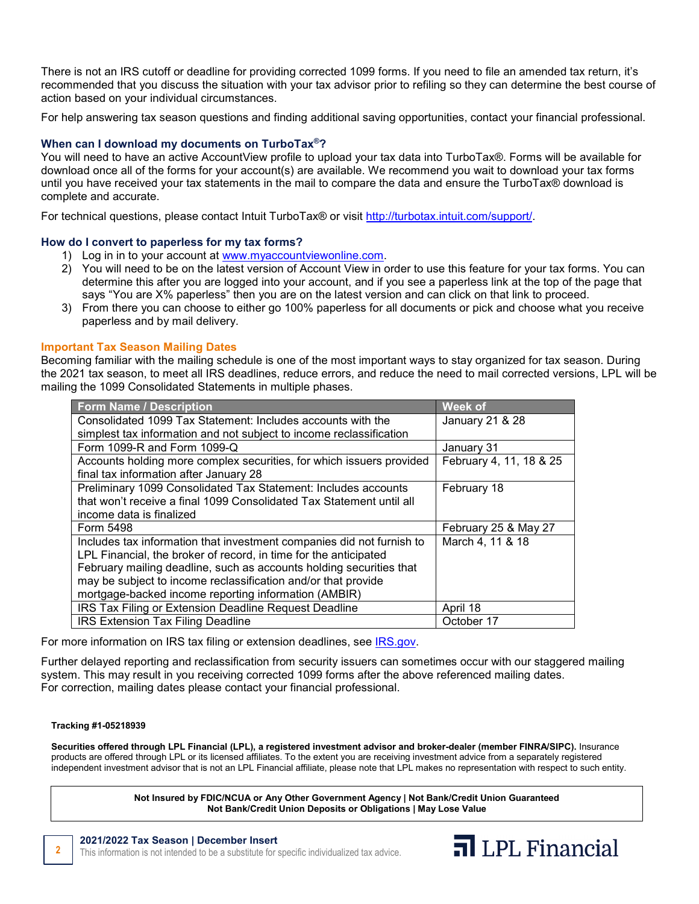There is not an IRS cutoff or deadline for providing corrected 1099 forms. If you need to file an amended tax return, it's recommended that you discuss the situation with your tax advisor prior to refiling so they can determine the best course of action based on your individual circumstances.

For help answering tax season questions and finding additional saving opportunities, contact your financial professional.

### When can I download my documents on TurboTax®?

You will need to have an active AccountView profile to upload your tax data into TurboTax®. Forms will be available for download once all of the forms for your account(s) are available. We recommend you wait to download your tax forms until you have received your tax statements in the mail to compare the data and ensure the TurboTax® download is complete and accurate.

For technical questions, please contact Intuit TurboTax® or visit http://turbotax.intuit.com/support/.

### How do I convert to paperless for my tax forms?

1) Log in in to your account at www.myaccountviewonline.com.
2) You will need to be on the latest version of Account View in order to use this feature for your tax forms. You can determine this after you are logged into your account, and if you see a paperless link at the top of the page that says "You are X% paperless" then you are on the latest version and can click on that link to proceed.
3) From there you can choose to either go 100% paperless for all documents or pick and choose what you receive paperless and by mail delivery.

### Important Tax Season Mailing Dates

Becoming familiar with the mailing schedule is one of the most important ways to stay organized for tax season. During the 2021 tax season, to meet all IRS deadlines, reduce errors, and reduce the need to mail corrected versions, LPL will be mailing the 1099 Consolidated Statements in multiple phases.

| Form Name / Description | Week of |
|---|---|
| Consolidated 1099 Tax Statement: Includes accounts with the simplest tax information and not subject to income reclassification | January 21 & 28 |
| Form 1099-R and Form 1099-Q | January 31 |
| Accounts holding more complex securities, for which issuers provided final tax information after January 28 | February 4, 11, 18 & 25 |
| Preliminary 1099 Consolidated Tax Statement: Includes accounts that won't receive a final 1099 Consolidated Tax Statement until all income data is finalized | February 18 |
| Form 5498 | February 25 & May 27 |
| Includes tax information that investment companies did not furnish to LPL Financial, the broker of record, in time for the anticipated February mailing deadline, such as accounts holding securities that may be subject to income reclassification and/or that provide mortgage-backed income reporting information (AMBIR) | March 4, 11 & 18 |
| IRS Tax Filing or Extension Deadline Request Deadline | April 18 |
| IRS Extension Tax Filing Deadline | October 17 |

For more information on IRS tax filing or extension deadlines, see IRS.gov.

Further delayed reporting and reclassification from security issuers can sometimes occur with our staggered mailing system. This may result in you receiving corrected 1099 forms after the above referenced mailing dates.
For correction, mailing dates please contact your financial professional.

**Tracking #1-05218939**

**Securities offered through LPL Financial (LPL), a registered investment advisor and broker-dealer (member FINRA/SIPC).** Insurance products are offered through LPL or its licensed affiliates. To the extent you are receiving investment advice from a separately registered independent investment advisor that is not an LPL Financial affiliate, please note that LPL makes no representation with respect to such entity.

**Not Insured by FDIC/NCUA or Any Other Government Agency | Not Bank/Credit Union Guaranteed**
**Not Bank/Credit Union Deposits or Obligations | May Lose Value**

**2021/2022 Tax Season | December Insert**
This information is not intended to be a substitute for specific individualized tax advice.

LPL Financial